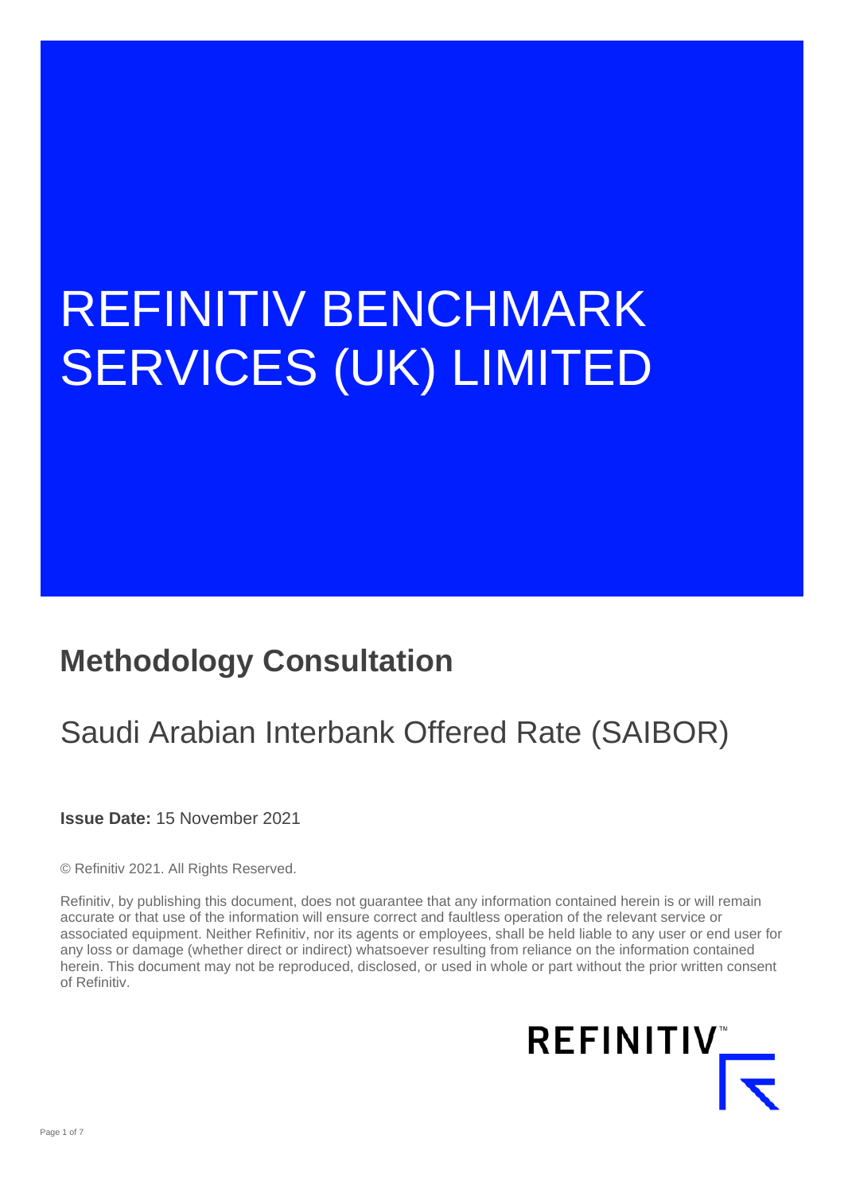# REFINITIV BENCHMARK SERVICES (UK) LIMITED

## Methodology Consultation

Saudi Arabian Interbank Offered Rate (SAIBOR)

**Issue Date:** 15 November 2021

© Refinitiv 2021. All Rights Reserved.

Refinitiv, by publishing this document, does not guarantee that any information contained herein is or will remain accurate or that use of the information will ensure correct and faultless operation of the relevant service or associated equipment. Neither Refinitiv, nor its agents or employees, shall be held liable to any user or end user for any loss or damage (whether direct or indirect) whatsoever resulting from reliance on the information contained herein. This document may not be reproduced, disclosed, or used in whole or part without the prior written consent of Refinitiv.

REFINITIV™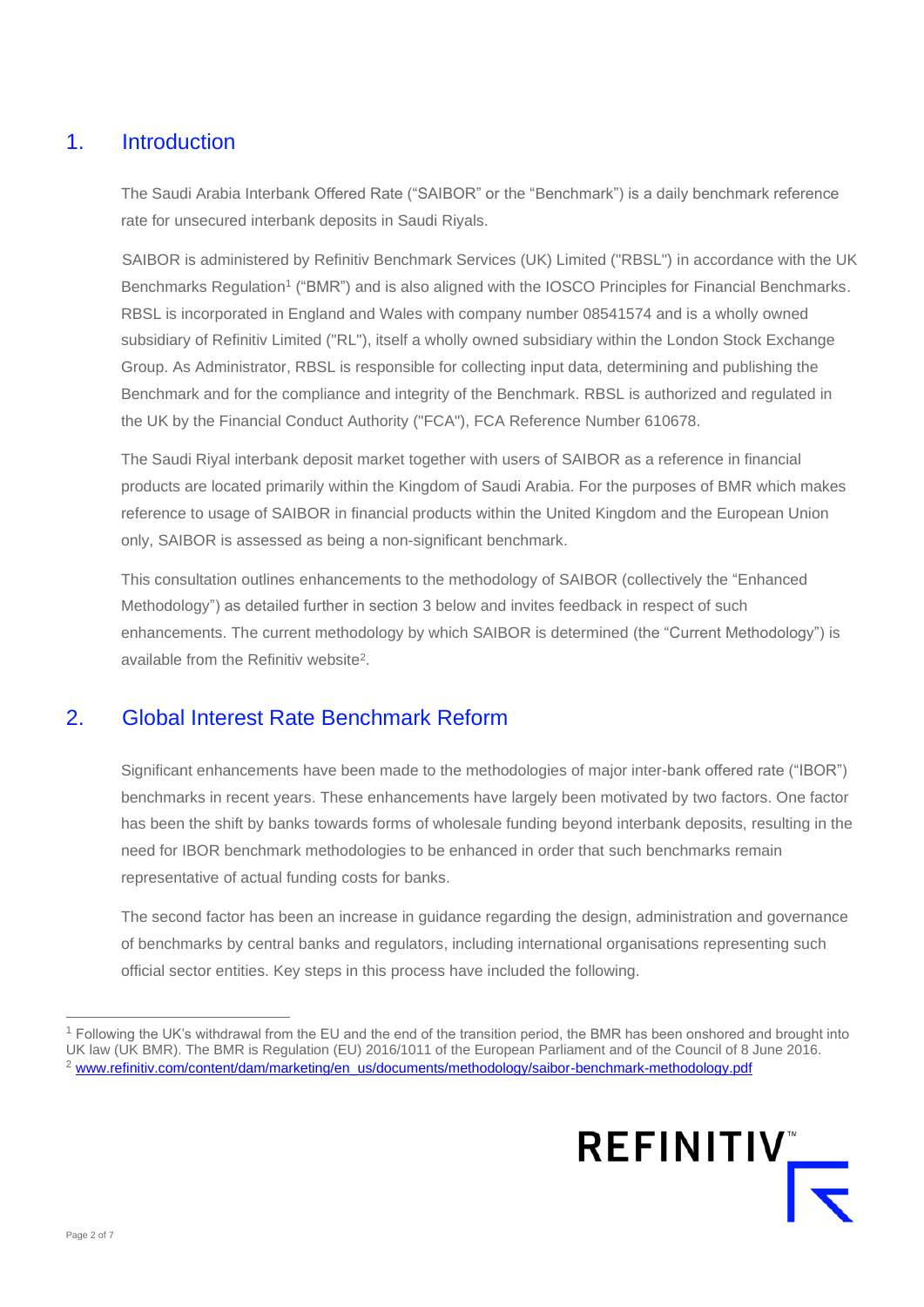## 1. Introduction

The Saudi Arabia Interbank Offered Rate ("SAIBOR" or the "Benchmark") is a daily benchmark reference rate for unsecured interbank deposits in Saudi Riyals.

SAIBOR is administered by Refinitiv Benchmark Services (UK) Limited ("RBSL") in accordance with the UK Benchmarks Regulation[1] ("BMR") and is also aligned with the IOSCO Principles for Financial Benchmarks. RBSL is incorporated in England and Wales with company number 08541574 and is a wholly owned subsidiary of Refinitiv Limited ("RL"), itself a wholly owned subsidiary within the London Stock Exchange Group. As Administrator, RBSL is responsible for collecting input data, determining and publishing the Benchmark and for the compliance and integrity of the Benchmark. RBSL is authorized and regulated in the UK by the Financial Conduct Authority ("FCA"), FCA Reference Number 610678.

The Saudi Riyal interbank deposit market together with users of SAIBOR as a reference in financial products are located primarily within the Kingdom of Saudi Arabia. For the purposes of BMR which makes reference to usage of SAIBOR in financial products within the United Kingdom and the European Union only, SAIBOR is assessed as being a non-significant benchmark.

This consultation outlines enhancements to the methodology of SAIBOR (collectively the "Enhanced Methodology") as detailed further in section 3 below and invites feedback in respect of such enhancements. The current methodology by which SAIBOR is determined (the "Current Methodology") is available from the Refinitiv website[2].

## 2. Global Interest Rate Benchmark Reform

Significant enhancements have been made to the methodologies of major inter-bank offered rate ("IBOR") benchmarks in recent years. These enhancements have largely been motivated by two factors. One factor has been the shift by banks towards forms of wholesale funding beyond interbank deposits, resulting in the need for IBOR benchmark methodologies to be enhanced in order that such benchmarks remain representative of actual funding costs for banks.

The second factor has been an increase in guidance regarding the design, administration and governance of benchmarks by central banks and regulators, including international organisations representing such official sector entities. Key steps in this process have included the following.

---

[1] Following the UK's withdrawal from the EU and the end of the transition period, the BMR has been onshored and brought into UK law (UK BMR). The BMR is Regulation (EU) 2016/1011 of the European Parliament and of the Council of 8 June 2016.

[2] www.refinitiv.com/content/dam/marketing/en_us/documents/methodology/saibor-benchmark-methodology.pdf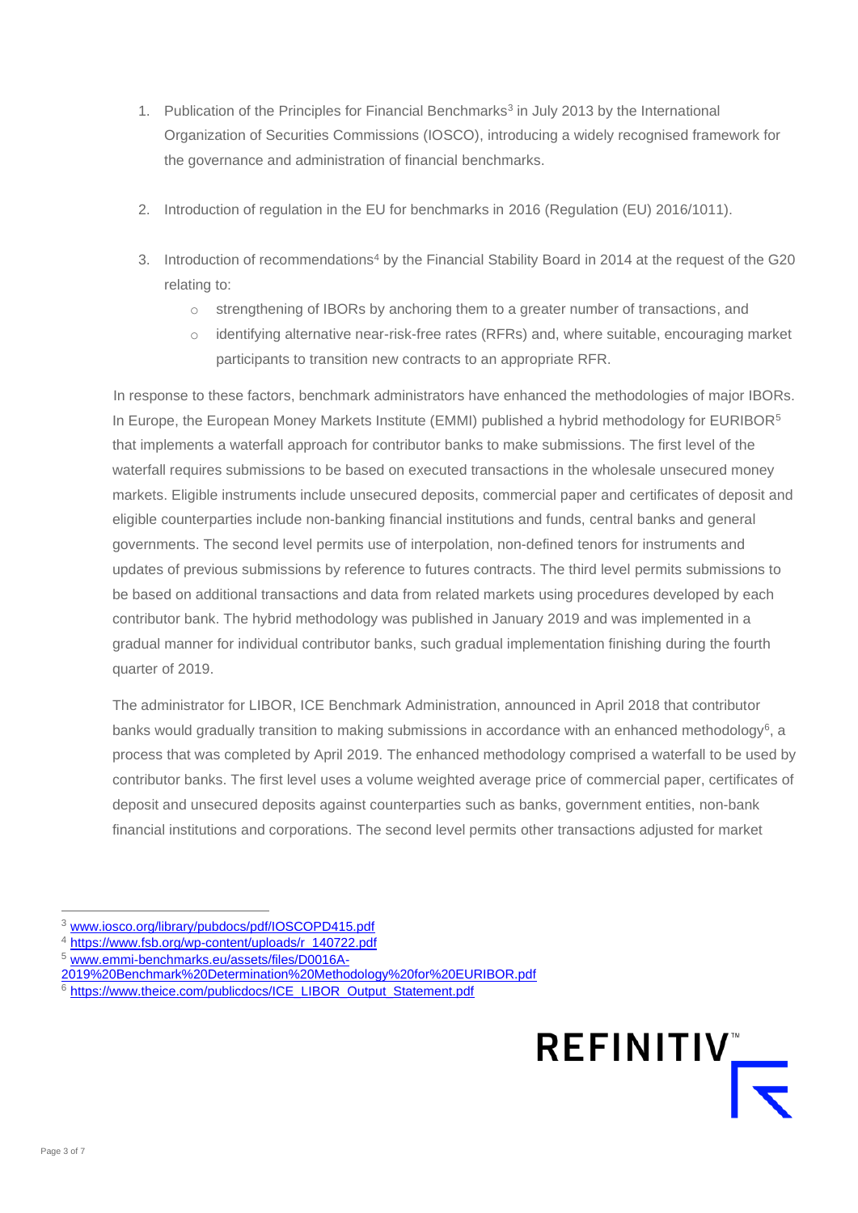1. Publication of the Principles for Financial Benchmarks[3] in July 2013 by the International Organization of Securities Commissions (IOSCO), introducing a widely recognised framework for the governance and administration of financial benchmarks.

2. Introduction of regulation in the EU for benchmarks in 2016 (Regulation (EU) 2016/1011).

3. Introduction of recommendations[4] by the Financial Stability Board in 2014 at the request of the G20 relating to:
   - strengthening of IBORs by anchoring them to a greater number of transactions, and
   - identifying alternative near-risk-free rates (RFRs) and, where suitable, encouraging market participants to transition new contracts to an appropriate RFR.

In response to these factors, benchmark administrators have enhanced the methodologies of major IBORs. In Europe, the European Money Markets Institute (EMMI) published a hybrid methodology for EURIBOR[5] that implements a waterfall approach for contributor banks to make submissions. The first level of the waterfall requires submissions to be based on executed transactions in the wholesale unsecured money markets. Eligible instruments include unsecured deposits, commercial paper and certificates of deposit and eligible counterparties include non-banking financial institutions and funds, central banks and general governments. The second level permits use of interpolation, non-defined tenors for instruments and updates of previous submissions by reference to futures contracts. The third level permits submissions to be based on additional transactions and data from related markets using procedures developed by each contributor bank. The hybrid methodology was published in January 2019 and was implemented in a gradual manner for individual contributor banks, such gradual implementation finishing during the fourth quarter of 2019.

The administrator for LIBOR, ICE Benchmark Administration, announced in April 2018 that contributor banks would gradually transition to making submissions in accordance with an enhanced methodology[6], a process that was completed by April 2019. The enhanced methodology comprised a waterfall to be used by contributor banks. The first level uses a volume weighted average price of commercial paper, certificates of deposit and unsecured deposits against counterparties such as banks, government entities, non-bank financial institutions and corporations. The second level permits other transactions adjusted for market

---

[3] www.iosco.org/library/pubdocs/pdf/IOSCOPD415.pdf

[4] https://www.fsb.org/wp-content/uploads/r_140722.pdf

[5] www.emmi-benchmarks.eu/assets/files/D0016A-2019%20Benchmark%20Determination%20Methodology%20for%20EURIBOR.pdf

[6] https://www.theice.com/publicdocs/ICE_LIBOR_Output_Statement.pdf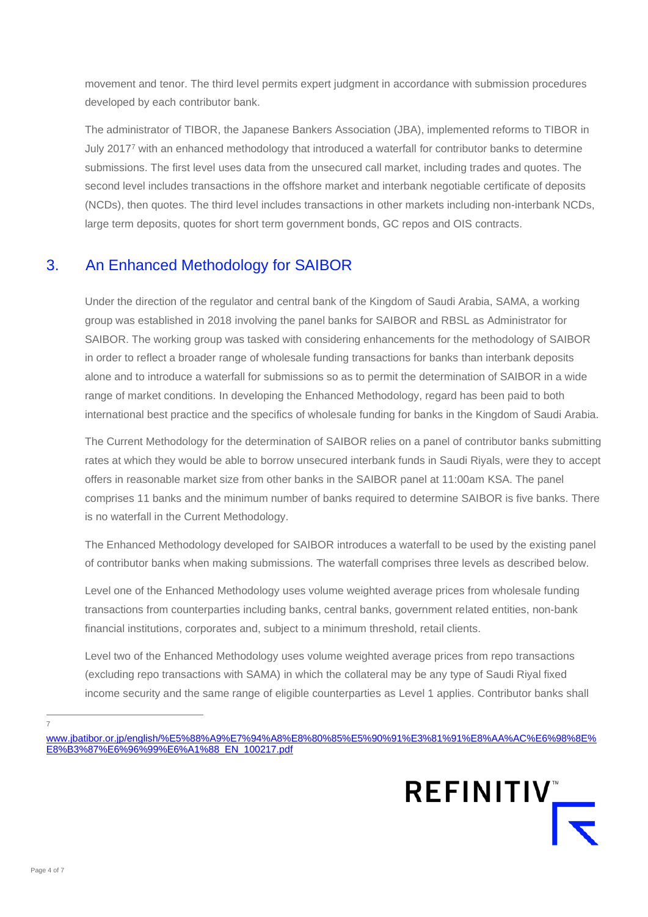movement and tenor. The third level permits expert judgment in accordance with submission procedures developed by each contributor bank.

The administrator of TIBOR, the Japanese Bankers Association (JBA), implemented reforms to TIBOR in July 2017[7] with an enhanced methodology that introduced a waterfall for contributor banks to determine submissions. The first level uses data from the unsecured call market, including trades and quotes. The second level includes transactions in the offshore market and interbank negotiable certificate of deposits (NCDs), then quotes. The third level includes transactions in other markets including non-interbank NCDs, large term deposits, quotes for short term government bonds, GC repos and OIS contracts.

## 3. An Enhanced Methodology for SAIBOR

Under the direction of the regulator and central bank of the Kingdom of Saudi Arabia, SAMA, a working group was established in 2018 involving the panel banks for SAIBOR and RBSL as Administrator for SAIBOR. The working group was tasked with considering enhancements for the methodology of SAIBOR in order to reflect a broader range of wholesale funding transactions for banks than interbank deposits alone and to introduce a waterfall for submissions so as to permit the determination of SAIBOR in a wide range of market conditions. In developing the Enhanced Methodology, regard has been paid to both international best practice and the specifics of wholesale funding for banks in the Kingdom of Saudi Arabia.

The Current Methodology for the determination of SAIBOR relies on a panel of contributor banks submitting rates at which they would be able to borrow unsecured interbank funds in Saudi Riyals, were they to accept offers in reasonable market size from other banks in the SAIBOR panel at 11:00am KSA. The panel comprises 11 banks and the minimum number of banks required to determine SAIBOR is five banks. There is no waterfall in the Current Methodology.

The Enhanced Methodology developed for SAIBOR introduces a waterfall to be used by the existing panel of contributor banks when making submissions. The waterfall comprises three levels as described below.

Level one of the Enhanced Methodology uses volume weighted average prices from wholesale funding transactions from counterparties including banks, central banks, government related entities, non-bank financial institutions, corporates and, subject to a minimum threshold, retail clients.

Level two of the Enhanced Methodology uses volume weighted average prices from repo transactions (excluding repo transactions with SAMA) in which the collateral may be any type of Saudi Riyal fixed income security and the same range of eligible counterparties as Level 1 applies. Contributor banks shall

---

[7] www.jbatibor.or.jp/english/%E5%88%A9%E7%94%A8%E8%80%85%E5%90%91%E3%81%91%E8%AA%AC%E6%98%8E%E8%B3%87%E6%96%99%E6%A1%88_EN_100217.pdf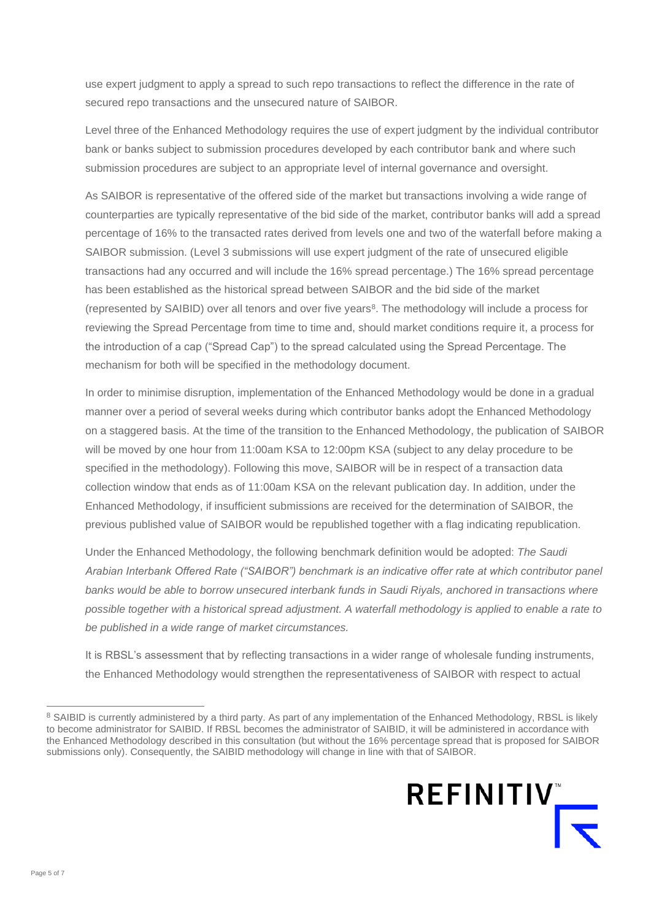use expert judgment to apply a spread to such repo transactions to reflect the difference in the rate of secured repo transactions and the unsecured nature of SAIBOR.

Level three of the Enhanced Methodology requires the use of expert judgment by the individual contributor bank or banks subject to submission procedures developed by each contributor bank and where such submission procedures are subject to an appropriate level of internal governance and oversight.

As SAIBOR is representative of the offered side of the market but transactions involving a wide range of counterparties are typically representative of the bid side of the market, contributor banks will add a spread percentage of 16% to the transacted rates derived from levels one and two of the waterfall before making a SAIBOR submission. (Level 3 submissions will use expert judgment of the rate of unsecured eligible transactions had any occurred and will include the 16% spread percentage.) The 16% spread percentage has been established as the historical spread between SAIBOR and the bid side of the market (represented by SAIBID) over all tenors and over five years[8]. The methodology will include a process for reviewing the Spread Percentage from time to time and, should market conditions require it, a process for the introduction of a cap ("Spread Cap") to the spread calculated using the Spread Percentage. The mechanism for both will be specified in the methodology document.

In order to minimise disruption, implementation of the Enhanced Methodology would be done in a gradual manner over a period of several weeks during which contributor banks adopt the Enhanced Methodology on a staggered basis. At the time of the transition to the Enhanced Methodology, the publication of SAIBOR will be moved by one hour from 11:00am KSA to 12:00pm KSA (subject to any delay procedure to be specified in the methodology). Following this move, SAIBOR will be in respect of a transaction data collection window that ends as of 11:00am KSA on the relevant publication day. In addition, under the Enhanced Methodology, if insufficient submissions are received for the determination of SAIBOR, the previous published value of SAIBOR would be republished together with a flag indicating republication.

Under the Enhanced Methodology, the following benchmark definition would be adopted: *The Saudi Arabian Interbank Offered Rate ("SAIBOR") benchmark is an indicative offer rate at which contributor panel banks would be able to borrow unsecured interbank funds in Saudi Riyals, anchored in transactions where possible together with a historical spread adjustment. A waterfall methodology is applied to enable a rate to be published in a wide range of market circumstances.*

It is RBSL's assessment that by reflecting transactions in a wider range of wholesale funding instruments, the Enhanced Methodology would strengthen the representativeness of SAIBOR with respect to actual

---

[8] SAIBID is currently administered by a third party. As part of any implementation of the Enhanced Methodology, RBSL is likely to become administrator for SAIBID. If RBSL becomes the administrator of SAIBID, it will be administered in accordance with the Enhanced Methodology described in this consultation (but without the 16% percentage spread that is proposed for SAIBOR submissions only). Consequently, the SAIBID methodology will change in line with that of SAIBOR.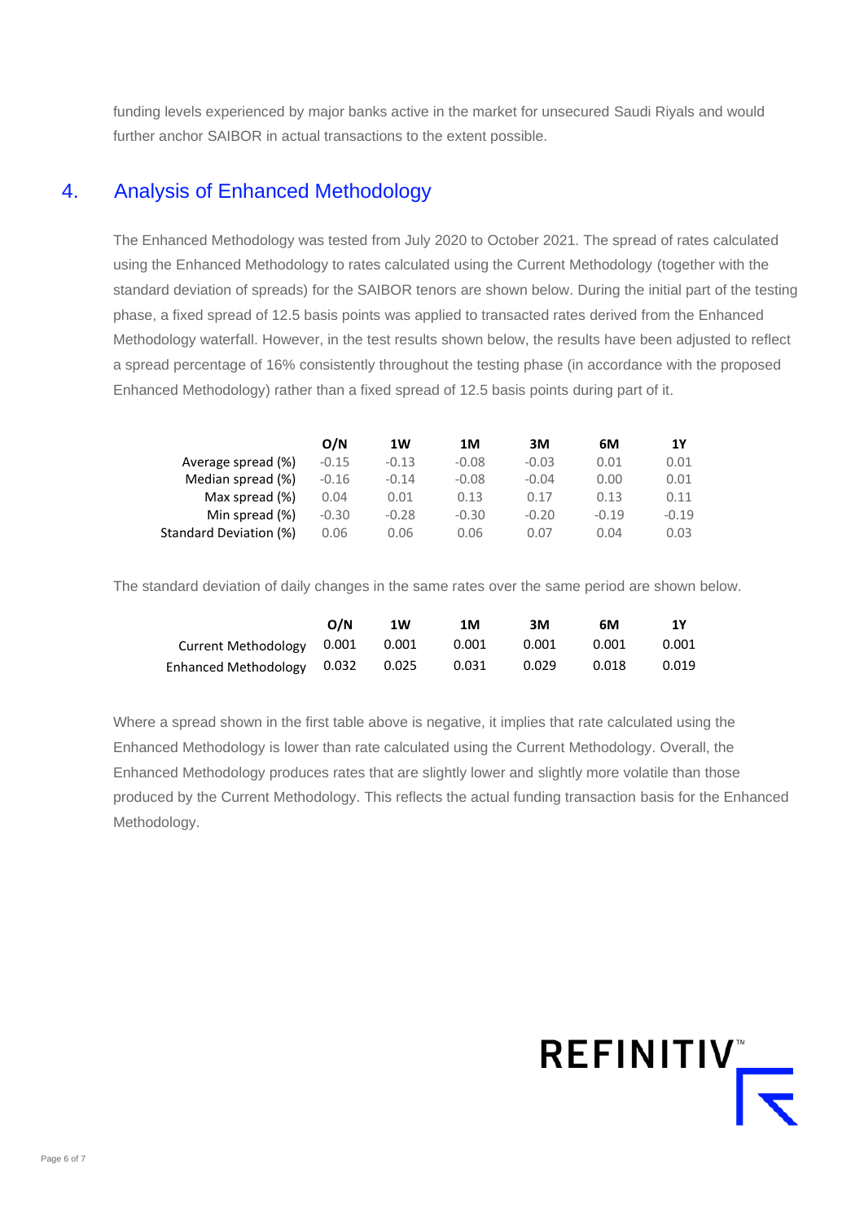funding levels experienced by major banks active in the market for unsecured Saudi Riyals and would further anchor SAIBOR in actual transactions to the extent possible.

## 4. Analysis of Enhanced Methodology

The Enhanced Methodology was tested from July 2020 to October 2021. The spread of rates calculated using the Enhanced Methodology to rates calculated using the Current Methodology (together with the standard deviation of spreads) for the SAIBOR tenors are shown below. During the initial part of the testing phase, a fixed spread of 12.5 basis points was applied to transacted rates derived from the Enhanced Methodology waterfall. However, in the test results shown below, the results have been adjusted to reflect a spread percentage of 16% consistently throughout the testing phase (in accordance with the proposed Enhanced Methodology) rather than a fixed spread of 12.5 basis points during part of it.

| | O/N | 1W | 1M | 3M | 6M | 1Y |
|---|---|---|---|---|---|---|
| Average spread (%) | -0.15 | -0.13 | -0.08 | -0.03 | 0.01 | 0.01 |
| Median spread (%) | -0.16 | -0.14 | -0.08 | -0.04 | 0.00 | 0.01 |
| Max spread (%) | 0.04 | 0.01 | 0.13 | 0.17 | 0.13 | 0.11 |
| Min spread (%) | -0.30 | -0.28 | -0.30 | -0.20 | -0.19 | -0.19 |
| Standard Deviation (%) | 0.06 | 0.06 | 0.06 | 0.07 | 0.04 | 0.03 |

The standard deviation of daily changes in the same rates over the same period are shown below.

| | O/N | 1W | 1M | 3M | 6M | 1Y |
|---|---|---|---|---|---|---|
| Current Methodology | 0.001 | 0.001 | 0.001 | 0.001 | 0.001 | 0.001 |
| Enhanced Methodology | 0.032 | 0.025 | 0.031 | 0.029 | 0.018 | 0.019 |

Where a spread shown in the first table above is negative, it implies that rate calculated using the Enhanced Methodology is lower than rate calculated using the Current Methodology. Overall, the Enhanced Methodology produces rates that are slightly lower and slightly more volatile than those produced by the Current Methodology. This reflects the actual funding transaction basis for the Enhanced Methodology.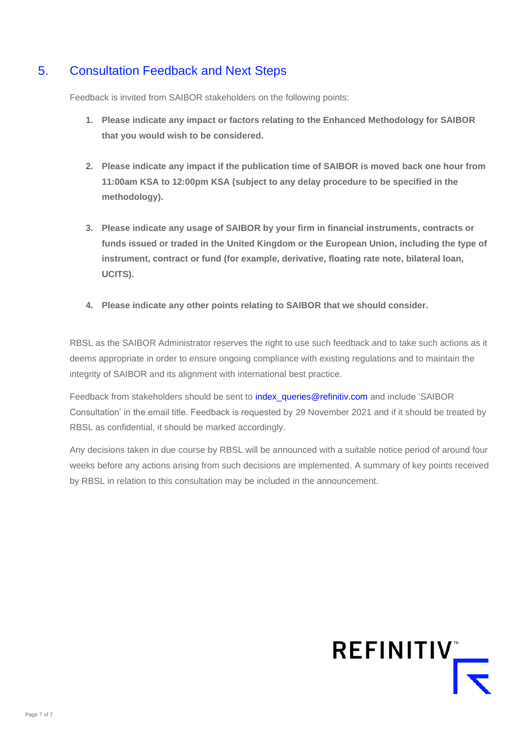## 5. Consultation Feedback and Next Steps

Feedback is invited from SAIBOR stakeholders on the following points:

1. **Please indicate any impact or factors relating to the Enhanced Methodology for SAIBOR that you would wish to be considered.**

2. **Please indicate any impact if the publication time of SAIBOR is moved back one hour from 11:00am KSA to 12:00pm KSA (subject to any delay procedure to be specified in the methodology).**

3. **Please indicate any usage of SAIBOR by your firm in financial instruments, contracts or funds issued or traded in the United Kingdom or the European Union, including the type of instrument, contract or fund (for example, derivative, floating rate note, bilateral loan, UCITS).**

4. **Please indicate any other points relating to SAIBOR that we should consider.**

RBSL as the SAIBOR Administrator reserves the right to use such feedback and to take such actions as it deems appropriate in order to ensure ongoing compliance with existing regulations and to maintain the integrity of SAIBOR and its alignment with international best practice.

Feedback from stakeholders should be sent to index_queries@refinitiv.com and include 'SAIBOR Consultation' in the email title. Feedback is requested by 29 November 2021 and if it should be treated by RBSL as confidential, it should be marked accordingly.

Any decisions taken in due course by RBSL will be announced with a suitable notice period of around four weeks before any actions arising from such decisions are implemented. A summary of key points received by RBSL in relation to this consultation may be included in the announcement.